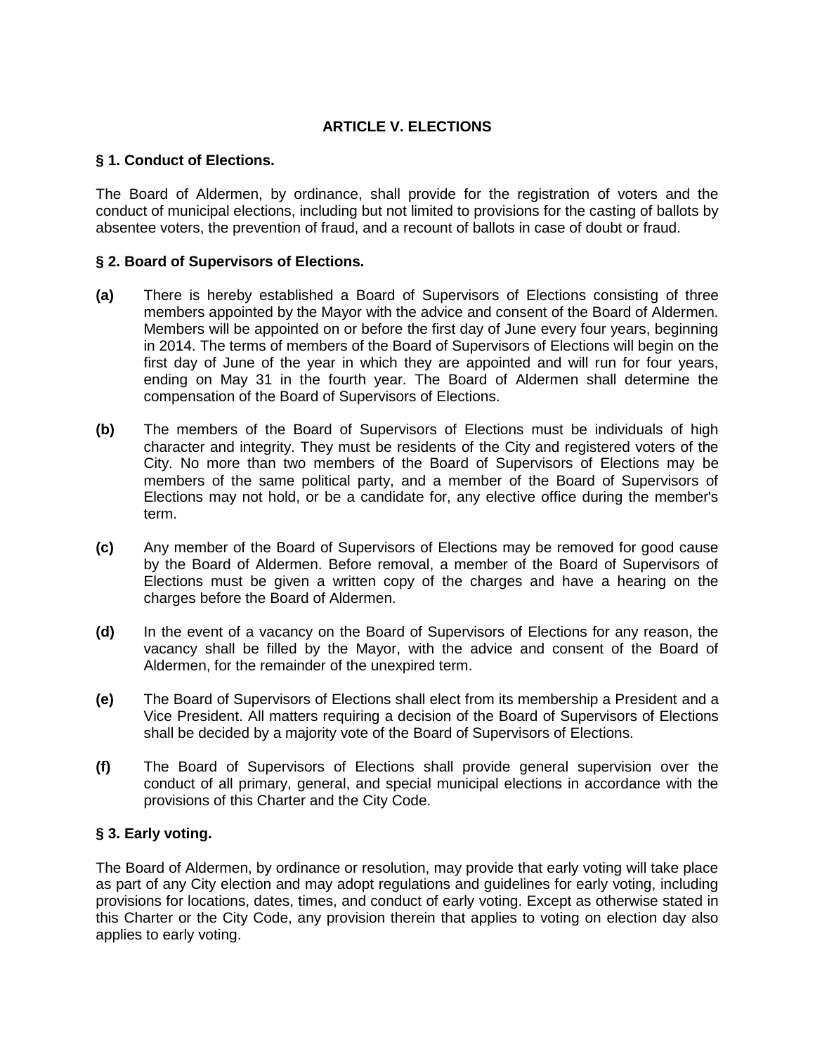# ARTICLE V. ELECTIONS

### § 1. Conduct of Elections.

The Board of Aldermen, by ordinance, shall provide for the registration of voters and the conduct of municipal elections, including but not limited to provisions for the casting of ballots by absentee voters, the prevention of fraud, and a recount of ballots in case of doubt or fraud.

### § 2. Board of Supervisors of Elections.

**(a)** There is hereby established a Board of Supervisors of Elections consisting of three members appointed by the Mayor with the advice and consent of the Board of Aldermen. Members will be appointed on or before the first day of June every four years, beginning in 2014. The terms of members of the Board of Supervisors of Elections will begin on the first day of June of the year in which they are appointed and will run for four years, ending on May 31 in the fourth year. The Board of Aldermen shall determine the compensation of the Board of Supervisors of Elections.

**(b)** The members of the Board of Supervisors of Elections must be individuals of high character and integrity. They must be residents of the City and registered voters of the City. No more than two members of the Board of Supervisors of Elections may be members of the same political party, and a member of the Board of Supervisors of Elections may not hold, or be a candidate for, any elective office during the member's term.

**(c)** Any member of the Board of Supervisors of Elections may be removed for good cause by the Board of Aldermen. Before removal, a member of the Board of Supervisors of Elections must be given a written copy of the charges and have a hearing on the charges before the Board of Aldermen.

**(d)** In the event of a vacancy on the Board of Supervisors of Elections for any reason, the vacancy shall be filled by the Mayor, with the advice and consent of the Board of Aldermen, for the remainder of the unexpired term.

**(e)** The Board of Supervisors of Elections shall elect from its membership a President and a Vice President. All matters requiring a decision of the Board of Supervisors of Elections shall be decided by a majority vote of the Board of Supervisors of Elections.

**(f)** The Board of Supervisors of Elections shall provide general supervision over the conduct of all primary, general, and special municipal elections in accordance with the provisions of this Charter and the City Code.

### § 3. Early voting.

The Board of Aldermen, by ordinance or resolution, may provide that early voting will take place as part of any City election and may adopt regulations and guidelines for early voting, including provisions for locations, dates, times, and conduct of early voting. Except as otherwise stated in this Charter or the City Code, any provision therein that applies to voting on election day also applies to early voting.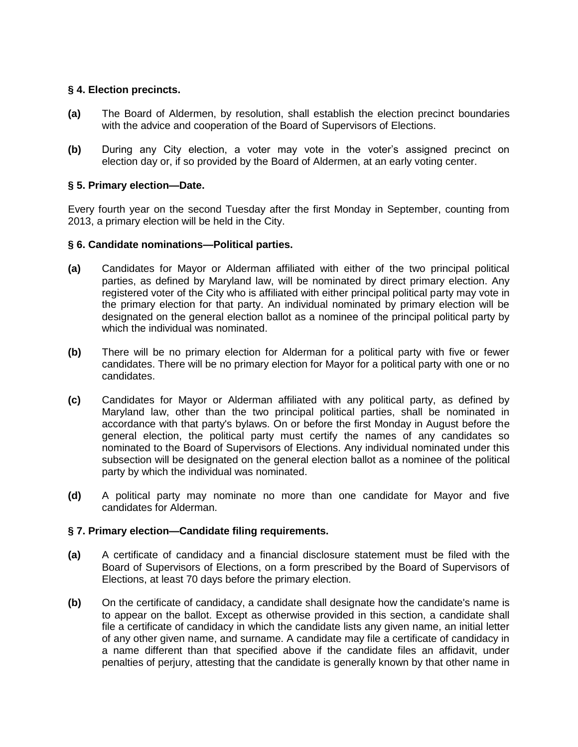### § 4. Election precincts.

**(a)** The Board of Aldermen, by resolution, shall establish the election precinct boundaries with the advice and cooperation of the Board of Supervisors of Elections.

**(b)** During any City election, a voter may vote in the voter's assigned precinct on election day or, if so provided by the Board of Aldermen, at an early voting center.

### § 5. Primary election—Date.

Every fourth year on the second Tuesday after the first Monday in September, counting from 2013, a primary election will be held in the City.

### § 6. Candidate nominations—Political parties.

**(a)** Candidates for Mayor or Alderman affiliated with either of the two principal political parties, as defined by Maryland law, will be nominated by direct primary election. Any registered voter of the City who is affiliated with either principal political party may vote in the primary election for that party. An individual nominated by primary election will be designated on the general election ballot as a nominee of the principal political party by which the individual was nominated.

**(b)** There will be no primary election for Alderman for a political party with five or fewer candidates. There will be no primary election for Mayor for a political party with one or no candidates.

**(c)** Candidates for Mayor or Alderman affiliated with any political party, as defined by Maryland law, other than the two principal political parties, shall be nominated in accordance with that party's bylaws. On or before the first Monday in August before the general election, the political party must certify the names of any candidates so nominated to the Board of Supervisors of Elections. Any individual nominated under this subsection will be designated on the general election ballot as a nominee of the political party by which the individual was nominated.

**(d)** A political party may nominate no more than one candidate for Mayor and five candidates for Alderman.

### § 7. Primary election—Candidate filing requirements.

**(a)** A certificate of candidacy and a financial disclosure statement must be filed with the Board of Supervisors of Elections, on a form prescribed by the Board of Supervisors of Elections, at least 70 days before the primary election.

**(b)** On the certificate of candidacy, a candidate shall designate how the candidate's name is to appear on the ballot. Except as otherwise provided in this section, a candidate shall file a certificate of candidacy in which the candidate lists any given name, an initial letter of any other given name, and surname. A candidate may file a certificate of candidacy in a name different than that specified above if the candidate files an affidavit, under penalties of perjury, attesting that the candidate is generally known by that other name in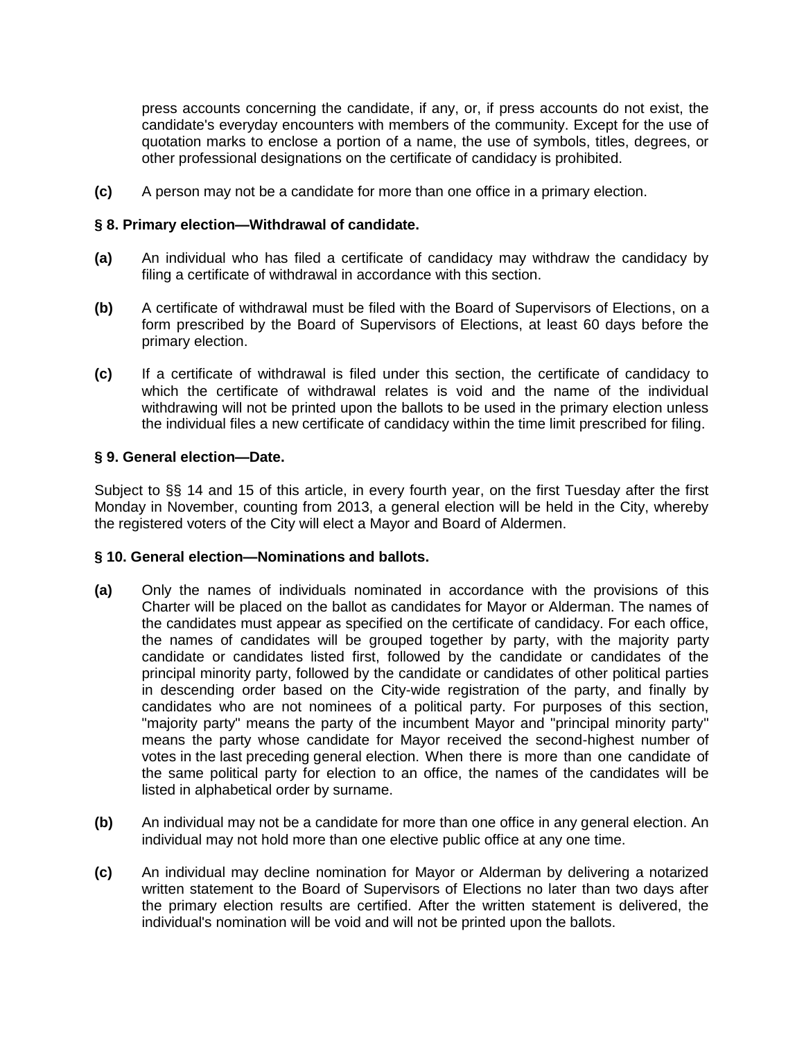press accounts concerning the candidate, if any, or, if press accounts do not exist, the candidate's everyday encounters with members of the community. Except for the use of quotation marks to enclose a portion of a name, the use of symbols, titles, degrees, or other professional designations on the certificate of candidacy is prohibited.

**(c)** A person may not be a candidate for more than one office in a primary election.

### § 8. Primary election—Withdrawal of candidate.

**(a)** An individual who has filed a certificate of candidacy may withdraw the candidacy by filing a certificate of withdrawal in accordance with this section.

**(b)** A certificate of withdrawal must be filed with the Board of Supervisors of Elections, on a form prescribed by the Board of Supervisors of Elections, at least 60 days before the primary election.

**(c)** If a certificate of withdrawal is filed under this section, the certificate of candidacy to which the certificate of withdrawal relates is void and the name of the individual withdrawing will not be printed upon the ballots to be used in the primary election unless the individual files a new certificate of candidacy within the time limit prescribed for filing.

### § 9. General election—Date.

Subject to §§ 14 and 15 of this article, in every fourth year, on the first Tuesday after the first Monday in November, counting from 2013, a general election will be held in the City, whereby the registered voters of the City will elect a Mayor and Board of Aldermen.

### § 10. General election—Nominations and ballots.

**(a)** Only the names of individuals nominated in accordance with the provisions of this Charter will be placed on the ballot as candidates for Mayor or Alderman. The names of the candidates must appear as specified on the certificate of candidacy. For each office, the names of candidates will be grouped together by party, with the majority party candidate or candidates listed first, followed by the candidate or candidates of the principal minority party, followed by the candidate or candidates of other political parties in descending order based on the City-wide registration of the party, and finally by candidates who are not nominees of a political party. For purposes of this section, "majority party" means the party of the incumbent Mayor and "principal minority party" means the party whose candidate for Mayor received the second-highest number of votes in the last preceding general election. When there is more than one candidate of the same political party for election to an office, the names of the candidates will be listed in alphabetical order by surname.

**(b)** An individual may not be a candidate for more than one office in any general election. An individual may not hold more than one elective public office at any one time.

**(c)** An individual may decline nomination for Mayor or Alderman by delivering a notarized written statement to the Board of Supervisors of Elections no later than two days after the primary election results are certified. After the written statement is delivered, the individual's nomination will be void and will not be printed upon the ballots.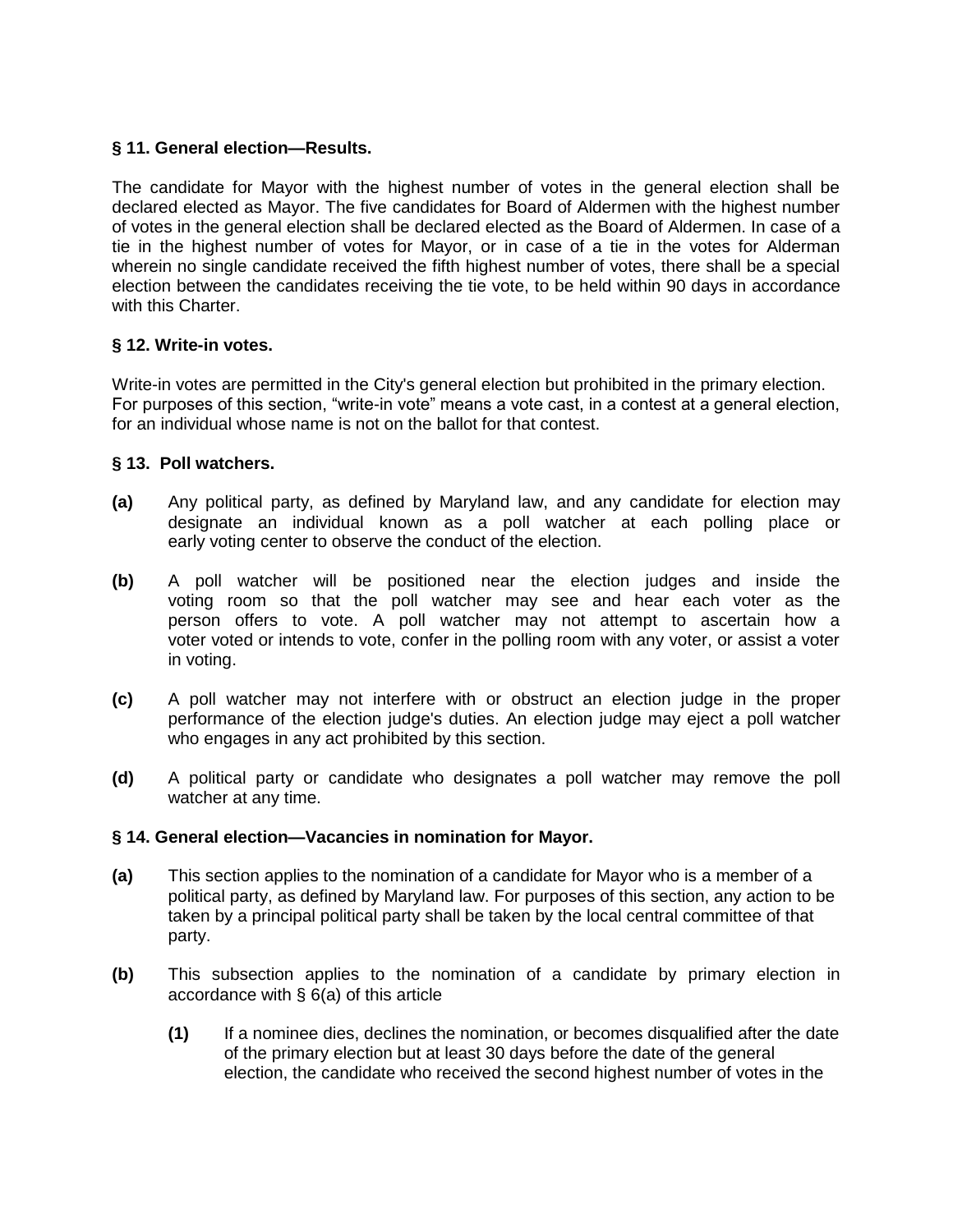**§ 11. General election—Results.**

The candidate for Mayor with the highest number of votes in the general election shall be declared elected as Mayor. The five candidates for Board of Aldermen with the highest number of votes in the general election shall be declared elected as the Board of Aldermen. In case of a tie in the highest number of votes for Mayor, or in case of a tie in the votes for Alderman wherein no single candidate received the fifth highest number of votes, there shall be a special election between the candidates receiving the tie vote, to be held within 90 days in accordance with this Charter.

**§ 12. Write-in votes.**

Write-in votes are permitted in the City's general election but prohibited in the primary election. For purposes of this section, "write-in vote" means a vote cast, in a contest at a general election, for an individual whose name is not on the ballot for that contest.

**§ 13. Poll watchers.**

**(a)** Any political party, as defined by Maryland law, and any candidate for election may designate an individual known as a poll watcher at each polling place or early voting center to observe the conduct of the election.

**(b)** A poll watcher will be positioned near the election judges and inside the voting room so that the poll watcher may see and hear each voter as the person offers to vote. A poll watcher may not attempt to ascertain how a voter voted or intends to vote, confer in the polling room with any voter, or assist a voter in voting.

**(c)** A poll watcher may not interfere with or obstruct an election judge in the proper performance of the election judge's duties. An election judge may eject a poll watcher who engages in any act prohibited by this section.

**(d)** A political party or candidate who designates a poll watcher may remove the poll watcher at any time.

**§ 14. General election—Vacancies in nomination for Mayor.**

**(a)** This section applies to the nomination of a candidate for Mayor who is a member of a political party, as defined by Maryland law. For purposes of this section, any action to be taken by a principal political party shall be taken by the local central committee of that party.

**(b)** This subsection applies to the nomination of a candidate by primary election in accordance with § 6(a) of this article

**(1)** If a nominee dies, declines the nomination, or becomes disqualified after the date of the primary election but at least 30 days before the date of the general election, the candidate who received the second highest number of votes in the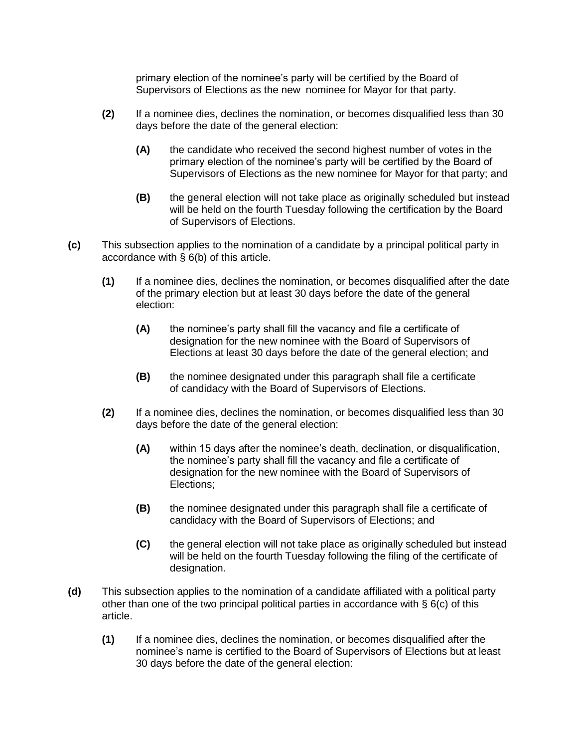primary election of the nominee's party will be certified by the Board of Supervisors of Elections as the new nominee for Mayor for that party.

**(2)** If a nominee dies, declines the nomination, or becomes disqualified less than 30 days before the date of the general election:

**(A)** the candidate who received the second highest number of votes in the primary election of the nominee's party will be certified by the Board of Supervisors of Elections as the new nominee for Mayor for that party; and

**(B)** the general election will not take place as originally scheduled but instead will be held on the fourth Tuesday following the certification by the Board of Supervisors of Elections.

**(c)** This subsection applies to the nomination of a candidate by a principal political party in accordance with § 6(b) of this article.

**(1)** If a nominee dies, declines the nomination, or becomes disqualified after the date of the primary election but at least 30 days before the date of the general election:

**(A)** the nominee's party shall fill the vacancy and file a certificate of designation for the new nominee with the Board of Supervisors of Elections at least 30 days before the date of the general election; and

**(B)** the nominee designated under this paragraph shall file a certificate of candidacy with the Board of Supervisors of Elections.

**(2)** If a nominee dies, declines the nomination, or becomes disqualified less than 30 days before the date of the general election:

**(A)** within 15 days after the nominee's death, declination, or disqualification, the nominee's party shall fill the vacancy and file a certificate of designation for the new nominee with the Board of Supervisors of Elections;

**(B)** the nominee designated under this paragraph shall file a certificate of candidacy with the Board of Supervisors of Elections; and

**(C)** the general election will not take place as originally scheduled but instead will be held on the fourth Tuesday following the filing of the certificate of designation.

**(d)** This subsection applies to the nomination of a candidate affiliated with a political party other than one of the two principal political parties in accordance with § 6(c) of this article.

**(1)** If a nominee dies, declines the nomination, or becomes disqualified after the nominee's name is certified to the Board of Supervisors of Elections but at least 30 days before the date of the general election: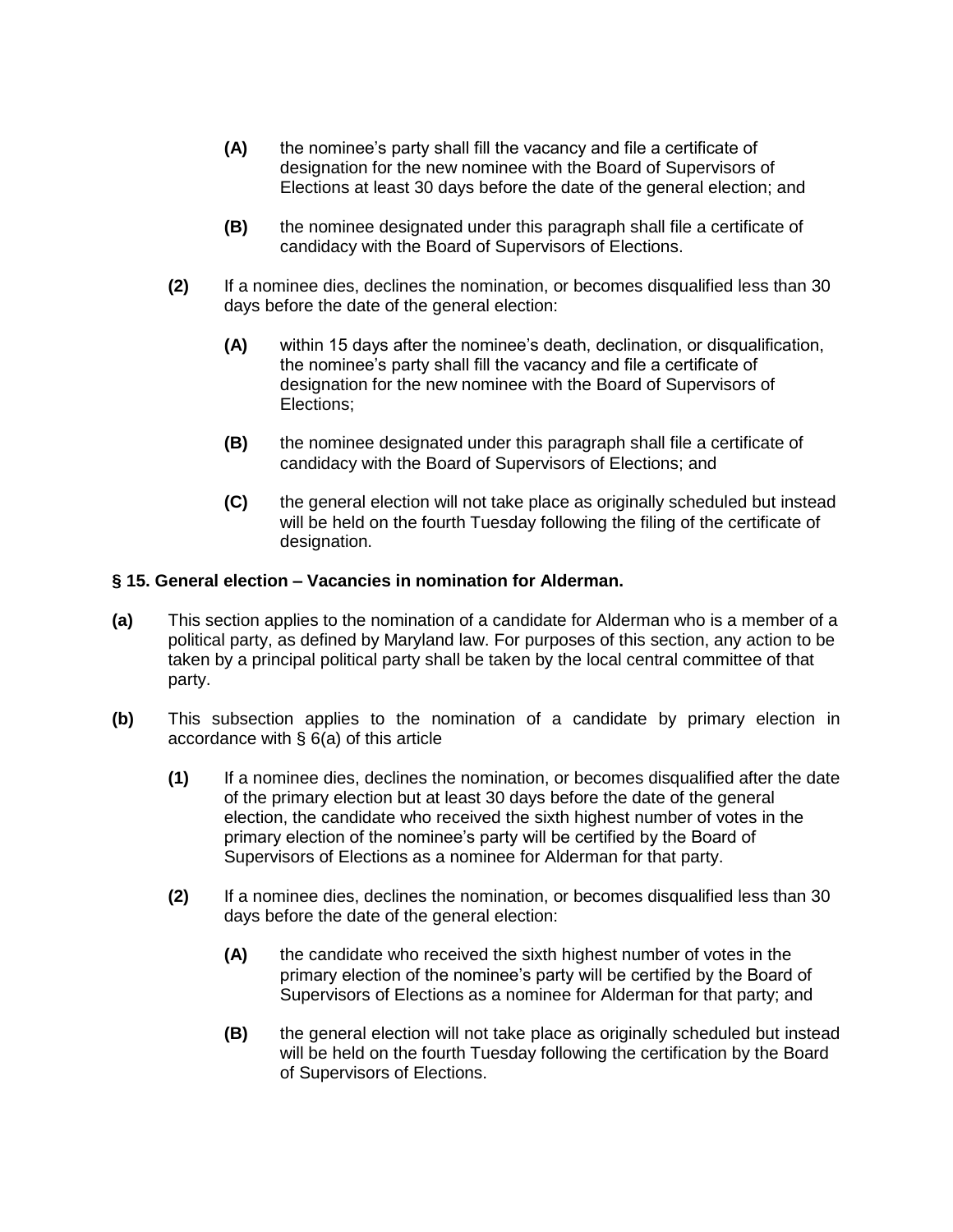**(A)** the nominee's party shall fill the vacancy and file a certificate of designation for the new nominee with the Board of Supervisors of Elections at least 30 days before the date of the general election; and

**(B)** the nominee designated under this paragraph shall file a certificate of candidacy with the Board of Supervisors of Elections.

**(2)** If a nominee dies, declines the nomination, or becomes disqualified less than 30 days before the date of the general election:

**(A)** within 15 days after the nominee's death, declination, or disqualification, the nominee's party shall fill the vacancy and file a certificate of designation for the new nominee with the Board of Supervisors of Elections;

**(B)** the nominee designated under this paragraph shall file a certificate of candidacy with the Board of Supervisors of Elections; and

**(C)** the general election will not take place as originally scheduled but instead will be held on the fourth Tuesday following the filing of the certificate of designation.

**§ 15. General election – Vacancies in nomination for Alderman.**

**(a)** This section applies to the nomination of a candidate for Alderman who is a member of a political party, as defined by Maryland law. For purposes of this section, any action to be taken by a principal political party shall be taken by the local central committee of that party.

**(b)** This subsection applies to the nomination of a candidate by primary election in accordance with § 6(a) of this article

**(1)** If a nominee dies, declines the nomination, or becomes disqualified after the date of the primary election but at least 30 days before the date of the general election, the candidate who received the sixth highest number of votes in the primary election of the nominee's party will be certified by the Board of Supervisors of Elections as a nominee for Alderman for that party.

**(2)** If a nominee dies, declines the nomination, or becomes disqualified less than 30 days before the date of the general election:

**(A)** the candidate who received the sixth highest number of votes in the primary election of the nominee's party will be certified by the Board of Supervisors of Elections as a nominee for Alderman for that party; and

**(B)** the general election will not take place as originally scheduled but instead will be held on the fourth Tuesday following the certification by the Board of Supervisors of Elections.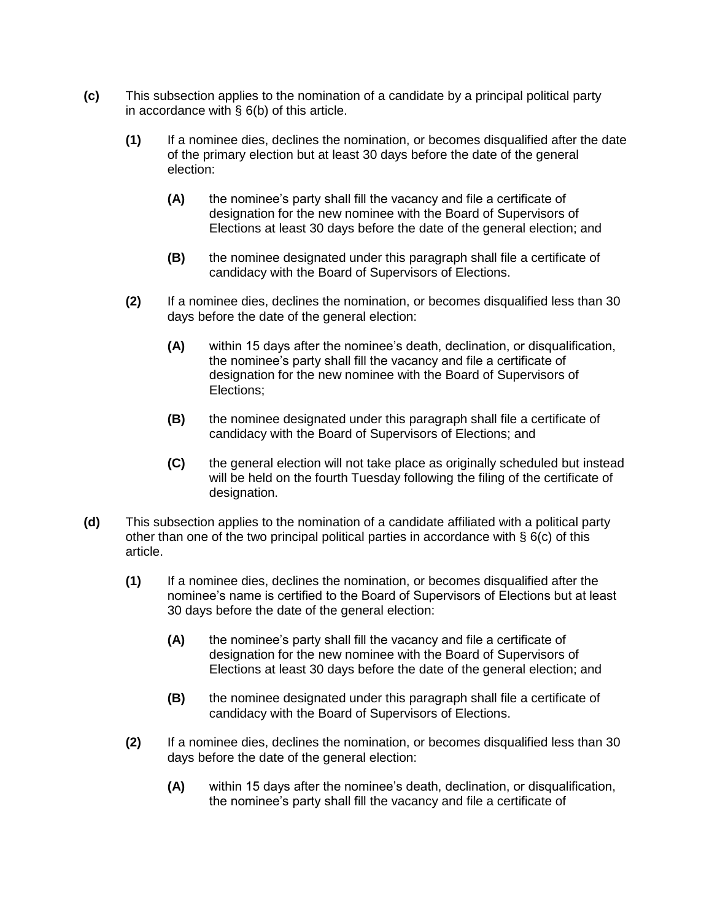**(c)** This subsection applies to the nomination of a candidate by a principal political party in accordance with § 6(b) of this article.

> **(1)** If a nominee dies, declines the nomination, or becomes disqualified after the date of the primary election but at least 30 days before the date of the general election:
>
> > **(A)** the nominee's party shall fill the vacancy and file a certificate of designation for the new nominee with the Board of Supervisors of Elections at least 30 days before the date of the general election; and
> >
> > **(B)** the nominee designated under this paragraph shall file a certificate of candidacy with the Board of Supervisors of Elections.
>
> **(2)** If a nominee dies, declines the nomination, or becomes disqualified less than 30 days before the date of the general election:
>
> > **(A)** within 15 days after the nominee's death, declination, or disqualification, the nominee's party shall fill the vacancy and file a certificate of designation for the new nominee with the Board of Supervisors of Elections;
> >
> > **(B)** the nominee designated under this paragraph shall file a certificate of candidacy with the Board of Supervisors of Elections; and
> >
> > **(C)** the general election will not take place as originally scheduled but instead will be held on the fourth Tuesday following the filing of the certificate of designation.

**(d)** This subsection applies to the nomination of a candidate affiliated with a political party other than one of the two principal political parties in accordance with § 6(c) of this article.

> **(1)** If a nominee dies, declines the nomination, or becomes disqualified after the nominee's name is certified to the Board of Supervisors of Elections but at least 30 days before the date of the general election:
>
> > **(A)** the nominee's party shall fill the vacancy and file a certificate of designation for the new nominee with the Board of Supervisors of Elections at least 30 days before the date of the general election; and
> >
> > **(B)** the nominee designated under this paragraph shall file a certificate of candidacy with the Board of Supervisors of Elections.
>
> **(2)** If a nominee dies, declines the nomination, or becomes disqualified less than 30 days before the date of the general election:
>
> > **(A)** within 15 days after the nominee's death, declination, or disqualification, the nominee's party shall fill the vacancy and file a certificate of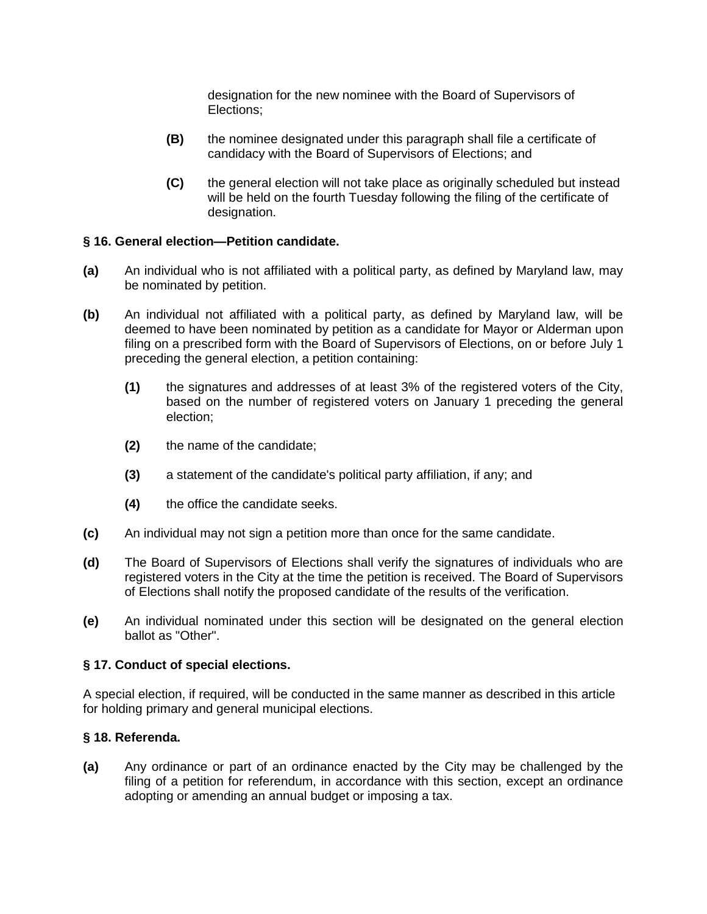designation for the new nominee with the Board of Supervisors of Elections;

**(B)** the nominee designated under this paragraph shall file a certificate of candidacy with the Board of Supervisors of Elections; and

**(C)** the general election will not take place as originally scheduled but instead will be held on the fourth Tuesday following the filing of the certificate of designation.

### § 16. General election—Petition candidate.

**(a)** An individual who is not affiliated with a political party, as defined by Maryland law, may be nominated by petition.

**(b)** An individual not affiliated with a political party, as defined by Maryland law, will be deemed to have been nominated by petition as a candidate for Mayor or Alderman upon filing on a prescribed form with the Board of Supervisors of Elections, on or before July 1 preceding the general election, a petition containing:

> **(1)** the signatures and addresses of at least 3% of the registered voters of the City, based on the number of registered voters on January 1 preceding the general election;
>
> **(2)** the name of the candidate;
>
> **(3)** a statement of the candidate's political party affiliation, if any; and
>
> **(4)** the office the candidate seeks.

**(c)** An individual may not sign a petition more than once for the same candidate.

**(d)** The Board of Supervisors of Elections shall verify the signatures of individuals who are registered voters in the City at the time the petition is received. The Board of Supervisors of Elections shall notify the proposed candidate of the results of the verification.

**(e)** An individual nominated under this section will be designated on the general election ballot as "Other".

### § 17. Conduct of special elections.

A special election, if required, will be conducted in the same manner as described in this article for holding primary and general municipal elections.

### § 18. Referenda.

**(a)** Any ordinance or part of an ordinance enacted by the City may be challenged by the filing of a petition for referendum, in accordance with this section, except an ordinance adopting or amending an annual budget or imposing a tax.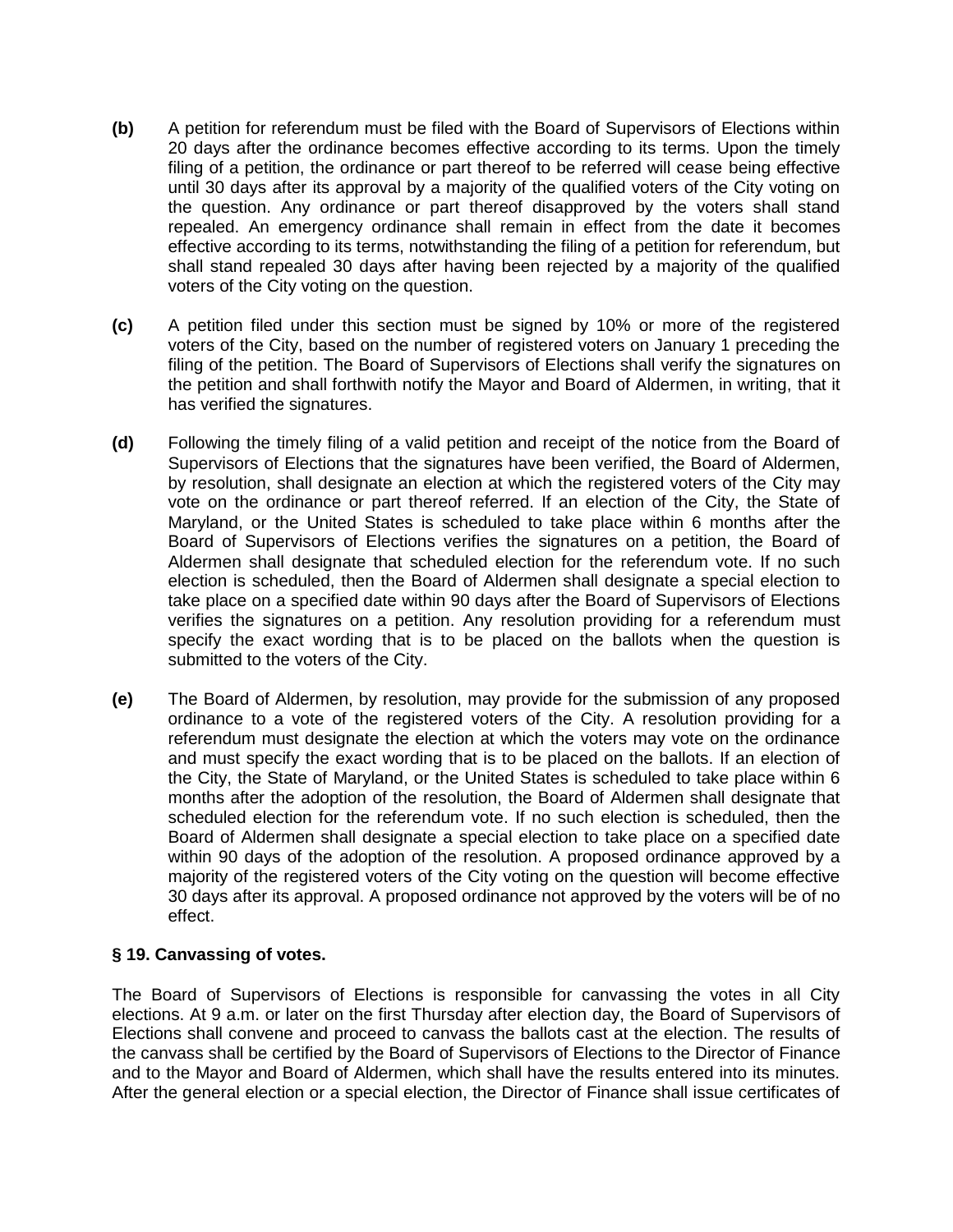**(b)** A petition for referendum must be filed with the Board of Supervisors of Elections within 20 days after the ordinance becomes effective according to its terms. Upon the timely filing of a petition, the ordinance or part thereof to be referred will cease being effective until 30 days after its approval by a majority of the qualified voters of the City voting on the question. Any ordinance or part thereof disapproved by the voters shall stand repealed. An emergency ordinance shall remain in effect from the date it becomes effective according to its terms, notwithstanding the filing of a petition for referendum, but shall stand repealed 30 days after having been rejected by a majority of the qualified voters of the City voting on the question.

**(c)** A petition filed under this section must be signed by 10% or more of the registered voters of the City, based on the number of registered voters on January 1 preceding the filing of the petition. The Board of Supervisors of Elections shall verify the signatures on the petition and shall forthwith notify the Mayor and Board of Aldermen, in writing, that it has verified the signatures.

**(d)** Following the timely filing of a valid petition and receipt of the notice from the Board of Supervisors of Elections that the signatures have been verified, the Board of Aldermen, by resolution, shall designate an election at which the registered voters of the City may vote on the ordinance or part thereof referred. If an election of the City, the State of Maryland, or the United States is scheduled to take place within 6 months after the Board of Supervisors of Elections verifies the signatures on a petition, the Board of Aldermen shall designate that scheduled election for the referendum vote. If no such election is scheduled, then the Board of Aldermen shall designate a special election to take place on a specified date within 90 days after the Board of Supervisors of Elections verifies the signatures on a petition. Any resolution providing for a referendum must specify the exact wording that is to be placed on the ballots when the question is submitted to the voters of the City.

**(e)** The Board of Aldermen, by resolution, may provide for the submission of any proposed ordinance to a vote of the registered voters of the City. A resolution providing for a referendum must designate the election at which the voters may vote on the ordinance and must specify the exact wording that is to be placed on the ballots. If an election of the City, the State of Maryland, or the United States is scheduled to take place within 6 months after the adoption of the resolution, the Board of Aldermen shall designate that scheduled election for the referendum vote. If no such election is scheduled, then the Board of Aldermen shall designate a special election to take place on a specified date within 90 days of the adoption of the resolution. A proposed ordinance approved by a majority of the registered voters of the City voting on the question will become effective 30 days after its approval. A proposed ordinance not approved by the voters will be of no effect.

### § 19. Canvassing of votes.

The Board of Supervisors of Elections is responsible for canvassing the votes in all City elections. At 9 a.m. or later on the first Thursday after election day, the Board of Supervisors of Elections shall convene and proceed to canvass the ballots cast at the election. The results of the canvass shall be certified by the Board of Supervisors of Elections to the Director of Finance and to the Mayor and Board of Aldermen, which shall have the results entered into its minutes. After the general election or a special election, the Director of Finance shall issue certificates of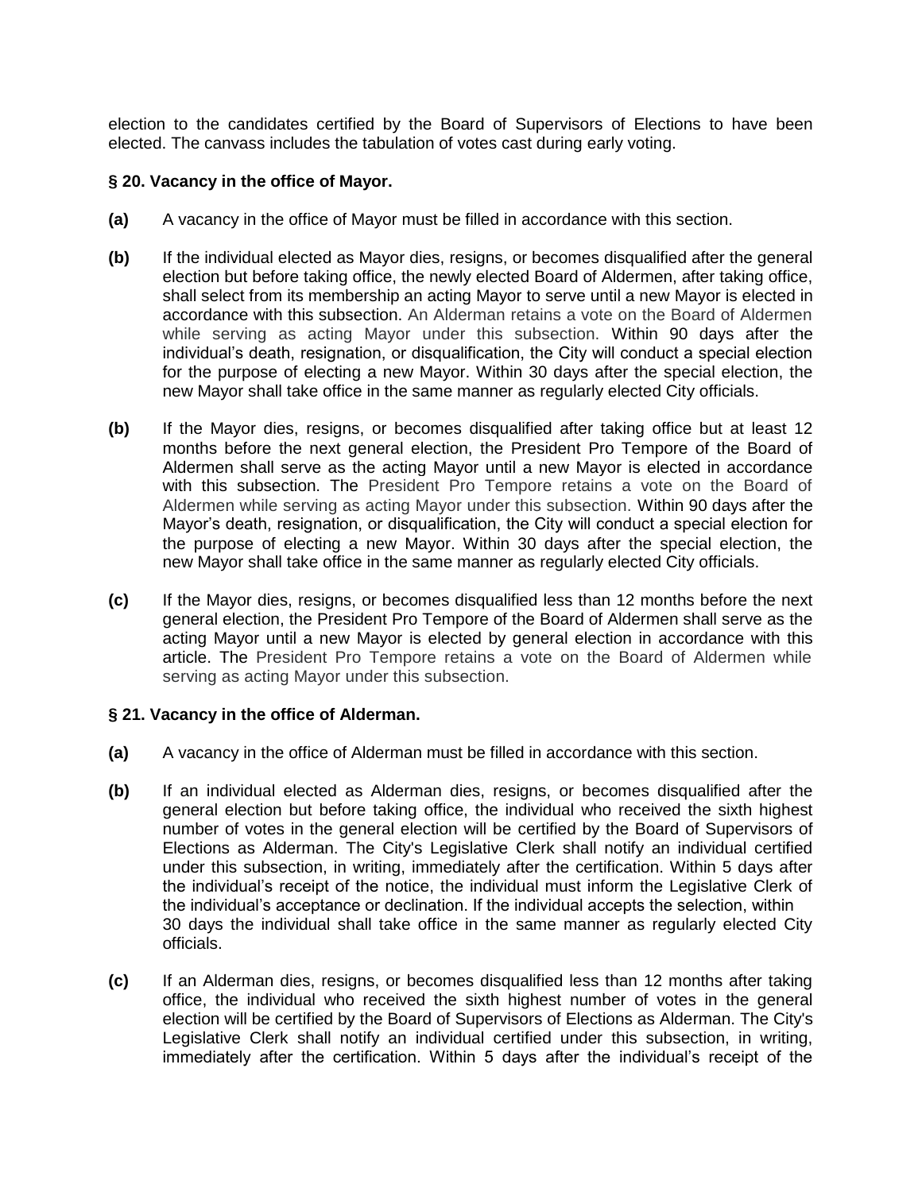election to the candidates certified by the Board of Supervisors of Elections to have been elected. The canvass includes the tabulation of votes cast during early voting.

**§ 20. Vacancy in the office of Mayor.**

**(a)** A vacancy in the office of Mayor must be filled in accordance with this section.

**(b)** If the individual elected as Mayor dies, resigns, or becomes disqualified after the general election but before taking office, the newly elected Board of Aldermen, after taking office, shall select from its membership an acting Mayor to serve until a new Mayor is elected in accordance with this subsection. An Alderman retains a vote on the Board of Aldermen while serving as acting Mayor under this subsection. Within 90 days after the individual's death, resignation, or disqualification, the City will conduct a special election for the purpose of electing a new Mayor. Within 30 days after the special election, the new Mayor shall take office in the same manner as regularly elected City officials.

**(b)** If the Mayor dies, resigns, or becomes disqualified after taking office but at least 12 months before the next general election, the President Pro Tempore of the Board of Aldermen shall serve as the acting Mayor until a new Mayor is elected in accordance with this subsection. The President Pro Tempore retains a vote on the Board of Aldermen while serving as acting Mayor under this subsection. Within 90 days after the Mayor's death, resignation, or disqualification, the City will conduct a special election for the purpose of electing a new Mayor. Within 30 days after the special election, the new Mayor shall take office in the same manner as regularly elected City officials.

**(c)** If the Mayor dies, resigns, or becomes disqualified less than 12 months before the next general election, the President Pro Tempore of the Board of Aldermen shall serve as the acting Mayor until a new Mayor is elected by general election in accordance with this article. The President Pro Tempore retains a vote on the Board of Aldermen while serving as acting Mayor under this subsection.

**§ 21. Vacancy in the office of Alderman.**

**(a)** A vacancy in the office of Alderman must be filled in accordance with this section.

**(b)** If an individual elected as Alderman dies, resigns, or becomes disqualified after the general election but before taking office, the individual who received the sixth highest number of votes in the general election will be certified by the Board of Supervisors of Elections as Alderman. The City's Legislative Clerk shall notify an individual certified under this subsection, in writing, immediately after the certification. Within 5 days after the individual's receipt of the notice, the individual must inform the Legislative Clerk of the individual's acceptance or declination. If the individual accepts the selection, within 30 days the individual shall take office in the same manner as regularly elected City officials.

**(c)** If an Alderman dies, resigns, or becomes disqualified less than 12 months after taking office, the individual who received the sixth highest number of votes in the general election will be certified by the Board of Supervisors of Elections as Alderman. The City's Legislative Clerk shall notify an individual certified under this subsection, in writing, immediately after the certification. Within 5 days after the individual's receipt of the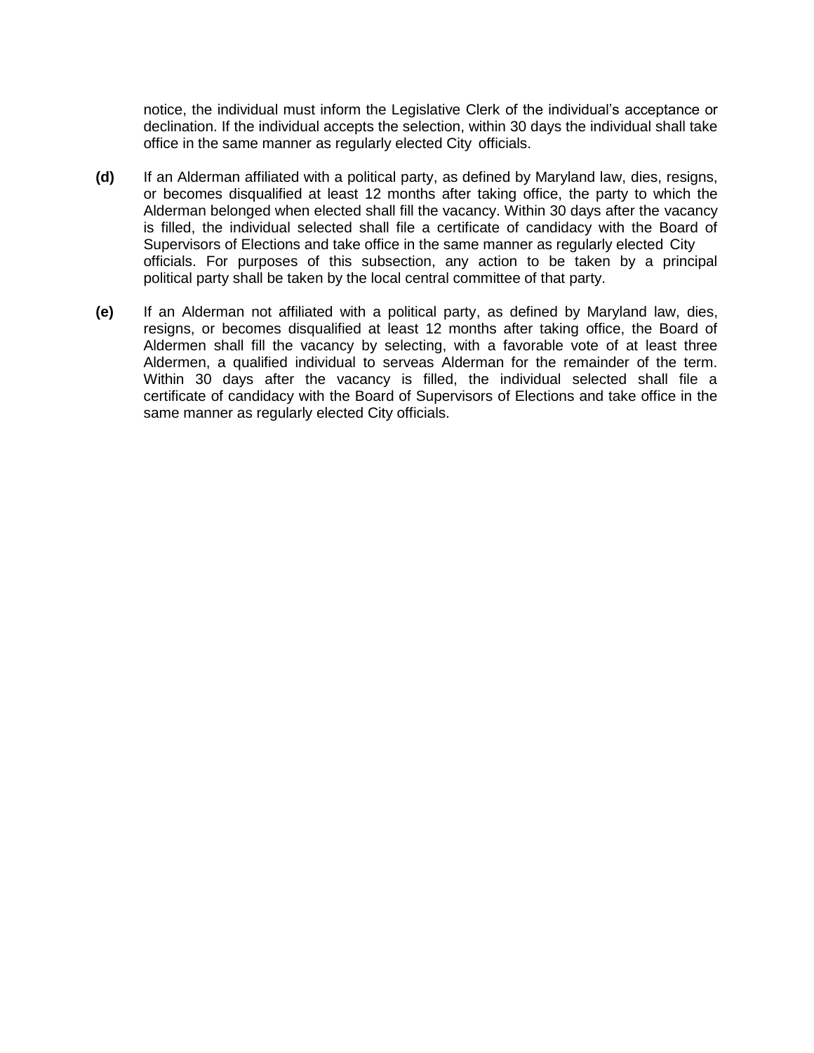notice, the individual must inform the Legislative Clerk of the individual's acceptance or declination. If the individual accepts the selection, within 30 days the individual shall take office in the same manner as regularly elected City officials.

**(d)** If an Alderman affiliated with a political party, as defined by Maryland law, dies, resigns, or becomes disqualified at least 12 months after taking office, the party to which the Alderman belonged when elected shall fill the vacancy. Within 30 days after the vacancy is filled, the individual selected shall file a certificate of candidacy with the Board of Supervisors of Elections and take office in the same manner as regularly elected City officials. For purposes of this subsection, any action to be taken by a principal political party shall be taken by the local central committee of that party.

**(e)** If an Alderman not affiliated with a political party, as defined by Maryland law, dies, resigns, or becomes disqualified at least 12 months after taking office, the Board of Aldermen shall fill the vacancy by selecting, with a favorable vote of at least three Aldermen, a qualified individual to serveas Alderman for the remainder of the term. Within 30 days after the vacancy is filled, the individual selected shall file a certificate of candidacy with the Board of Supervisors of Elections and take office in the same manner as regularly elected City officials.